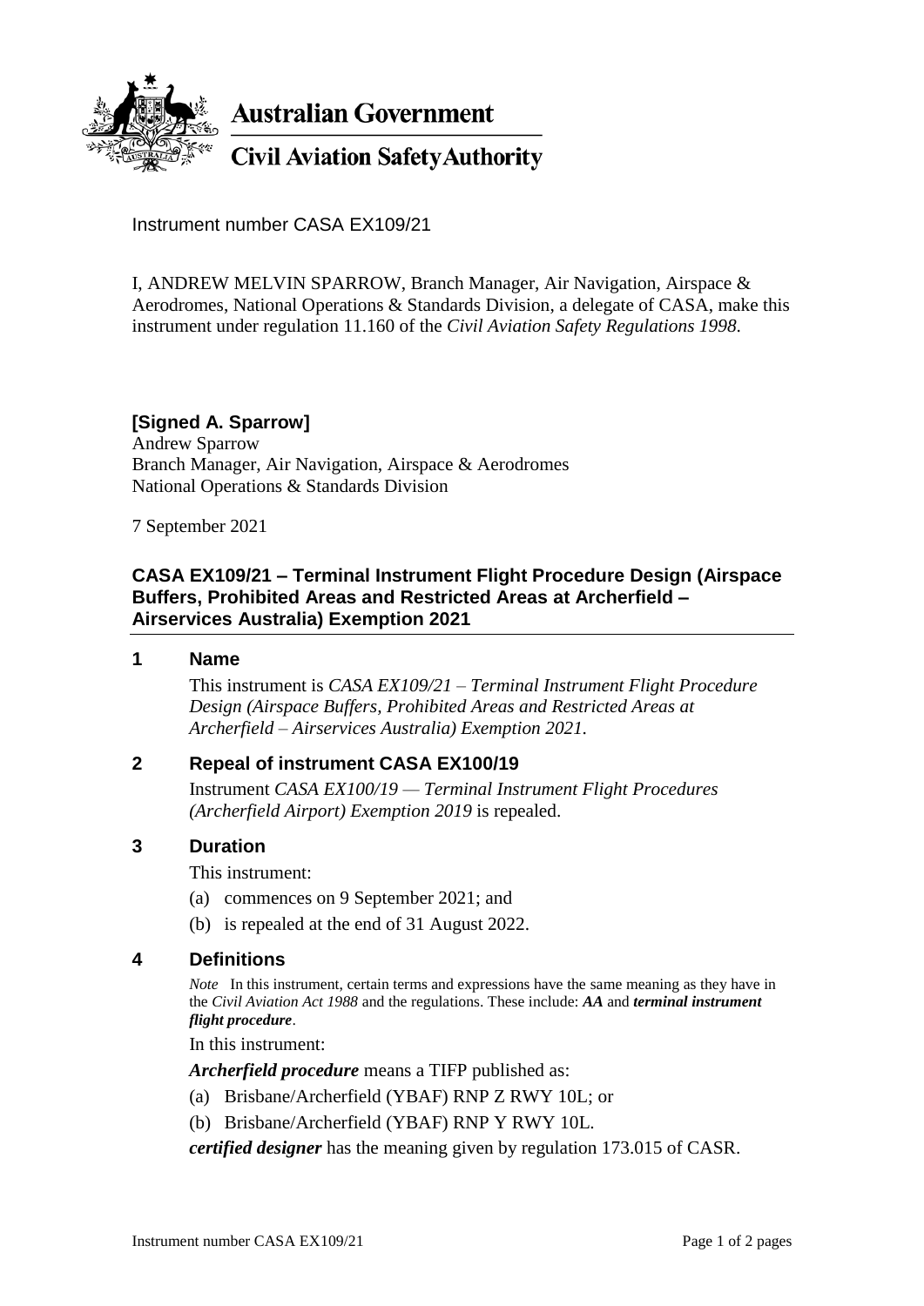Instrument number CASA EX109/21

I, ANDREW MELVIN SPARROW, Branch Manager, Air Navigation, Airspace & Aerodromes, National Operations & Standards Division, a delegate of CASA, make this instrument under regulation 11.160 of the *Civil Aviation Safety Regulations 1998*.

**[Signed A. Sparrow]**
Andrew Sparrow
Branch Manager, Air Navigation, Airspace & Aerodromes
National Operations & Standards Division

7 September 2021

## CASA EX109/21 – Terminal Instrument Flight Procedure Design (Airspace Buffers, Prohibited Areas and Restricted Areas at Archerfield – Airservices Australia) Exemption 2021

### 1 Name

This instrument is *CASA EX109/21 – Terminal Instrument Flight Procedure Design (Airspace Buffers, Prohibited Areas and Restricted Areas at Archerfield – Airservices Australia) Exemption 2021*.

### 2 Repeal of instrument CASA EX100/19

Instrument *CASA EX100/19 — Terminal Instrument Flight Procedures (Archerfield Airport) Exemption 2019* is repealed.

### 3 Duration

This instrument:

(a) commences on 9 September 2021; and

(b) is repealed at the end of 31 August 2022.

### 4 Definitions

*Note* In this instrument, certain terms and expressions have the same meaning as they have in the *Civil Aviation Act 1988* and the regulations. These include: ***AA*** and ***terminal instrument flight procedure***.

In this instrument:

***Archerfield procedure*** means a TIFP published as:

(a) Brisbane/Archerfield (YBAF) RNP Z RWY 10L; or

(b) Brisbane/Archerfield (YBAF) RNP Y RWY 10L.

***certified designer*** has the meaning given by regulation 173.015 of CASR.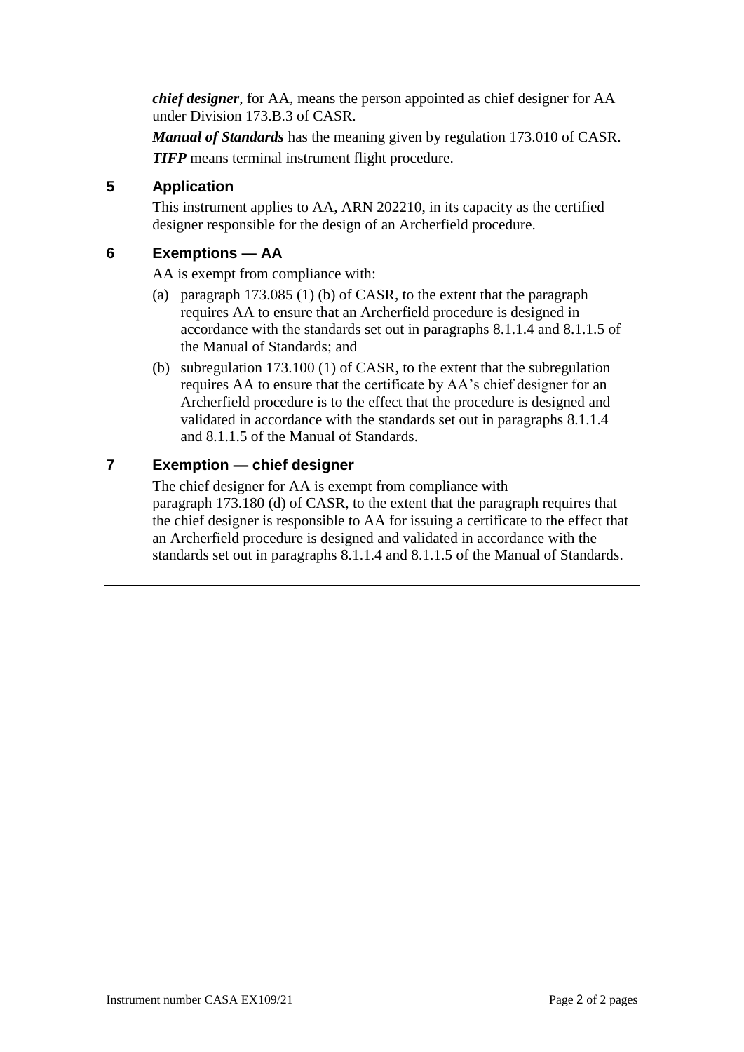***chief designer***, for AA, means the person appointed as chief designer for AA under Division 173.B.3 of CASR.

***Manual of Standards*** has the meaning given by regulation 173.010 of CASR.

***TIFP*** means terminal instrument flight procedure.

## 5 Application

This instrument applies to AA, ARN 202210, in its capacity as the certified designer responsible for the design of an Archerfield procedure.

## 6 Exemptions — AA

AA is exempt from compliance with:

(a) paragraph 173.085 (1) (b) of CASR, to the extent that the paragraph requires AA to ensure that an Archerfield procedure is designed in accordance with the standards set out in paragraphs 8.1.1.4 and 8.1.1.5 of the Manual of Standards; and

(b) subregulation 173.100 (1) of CASR, to the extent that the subregulation requires AA to ensure that the certificate by AA's chief designer for an Archerfield procedure is to the effect that the procedure is designed and validated in accordance with the standards set out in paragraphs 8.1.1.4 and 8.1.1.5 of the Manual of Standards.

## 7 Exemption — chief designer

The chief designer for AA is exempt from compliance with paragraph 173.180 (d) of CASR, to the extent that the paragraph requires that the chief designer is responsible to AA for issuing a certificate to the effect that an Archerfield procedure is designed and validated in accordance with the standards set out in paragraphs 8.1.1.4 and 8.1.1.5 of the Manual of Standards.

---